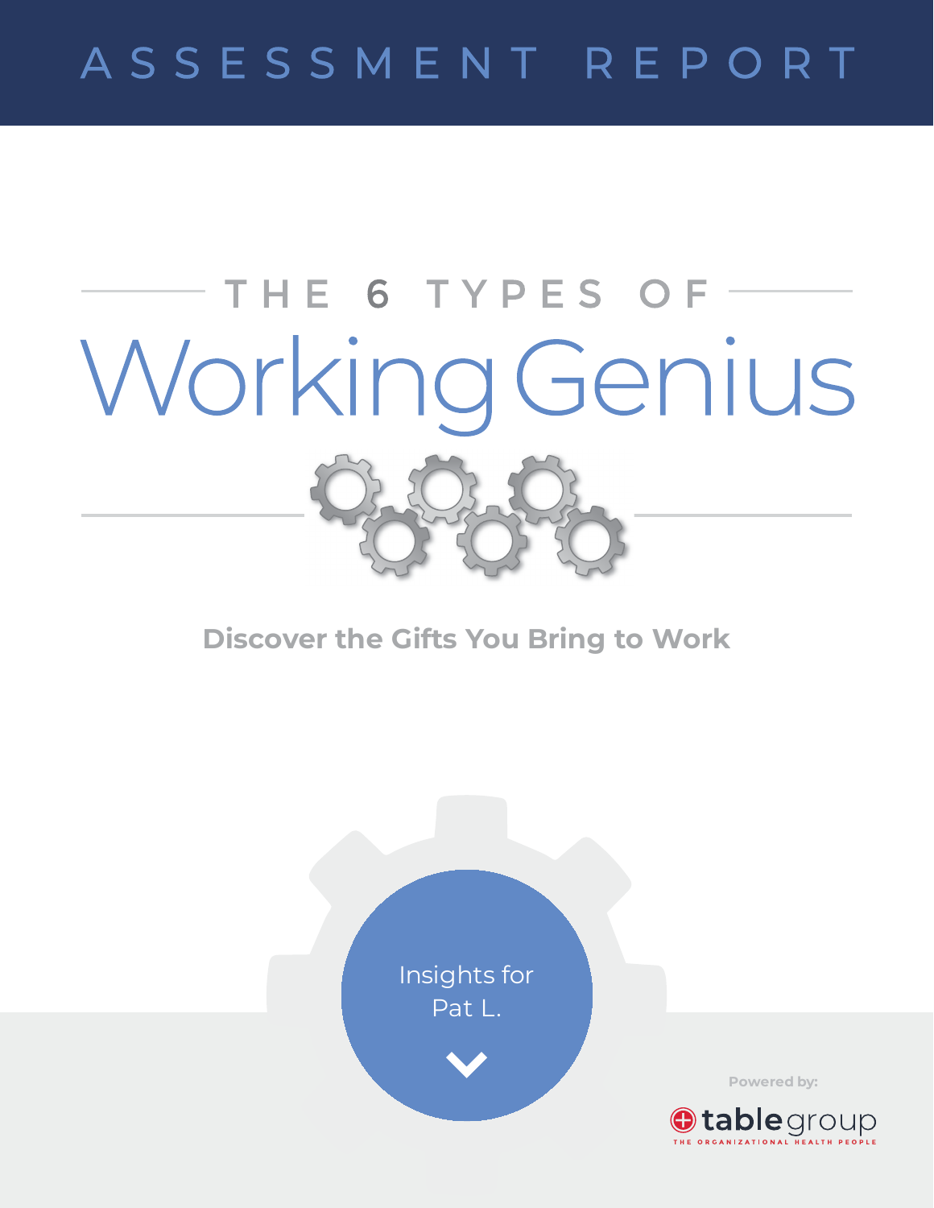# ASSESSMENT REPORT

## THE 6 TYPES OF

# Working Genius

**Discover the Gifts You Bring to Work**

Insights for
Pat L.

Powered by:

tablegroup
THE ORGANIZATIONAL HEALTH PEOPLE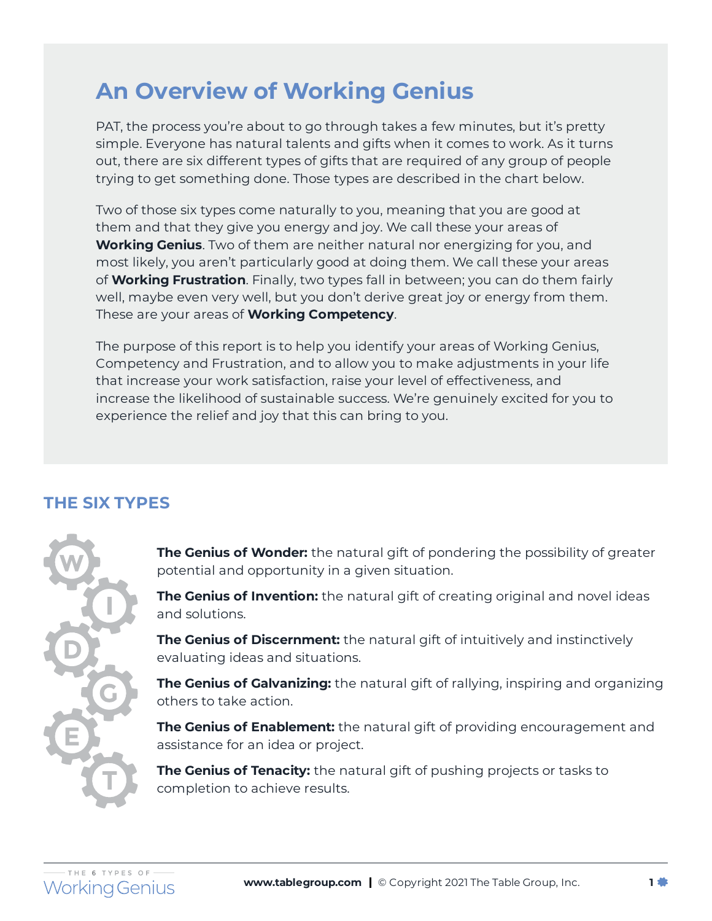# An Overview of Working Genius

PAT, the process you're about to go through takes a few minutes, but it's pretty simple. Everyone has natural talents and gifts when it comes to work. As it turns out, there are six different types of gifts that are required of any group of people trying to get something done. Those types are described in the chart below.

Two of those six types come naturally to you, meaning that you are good at them and that they give you energy and joy. We call these your areas of **Working Genius**. Two of them are neither natural nor energizing for you, and most likely, you aren't particularly good at doing them. We call these your areas of **Working Frustration**. Finally, two types fall in between; you can do them fairly well, maybe even very well, but you don't derive great joy or energy from them. These are your areas of **Working Competency**.

The purpose of this report is to help you identify your areas of Working Genius, Competency and Frustration, and to allow you to make adjustments in your life that increase your work satisfaction, raise your level of effectiveness, and increase the likelihood of sustainable success. We're genuinely excited for you to experience the relief and joy that this can bring to you.

## THE SIX TYPES

**The Genius of Wonder:** the natural gift of pondering the possibility of greater potential and opportunity in a given situation.

**The Genius of Invention:** the natural gift of creating original and novel ideas and solutions.

**The Genius of Discernment:** the natural gift of intuitively and instinctively evaluating ideas and situations.

**The Genius of Galvanizing:** the natural gift of rallying, inspiring and organizing others to take action.

**The Genius of Enablement:** the natural gift of providing encouragement and assistance for an idea or project.

**The Genius of Tenacity:** the natural gift of pushing projects or tasks to completion to achieve results.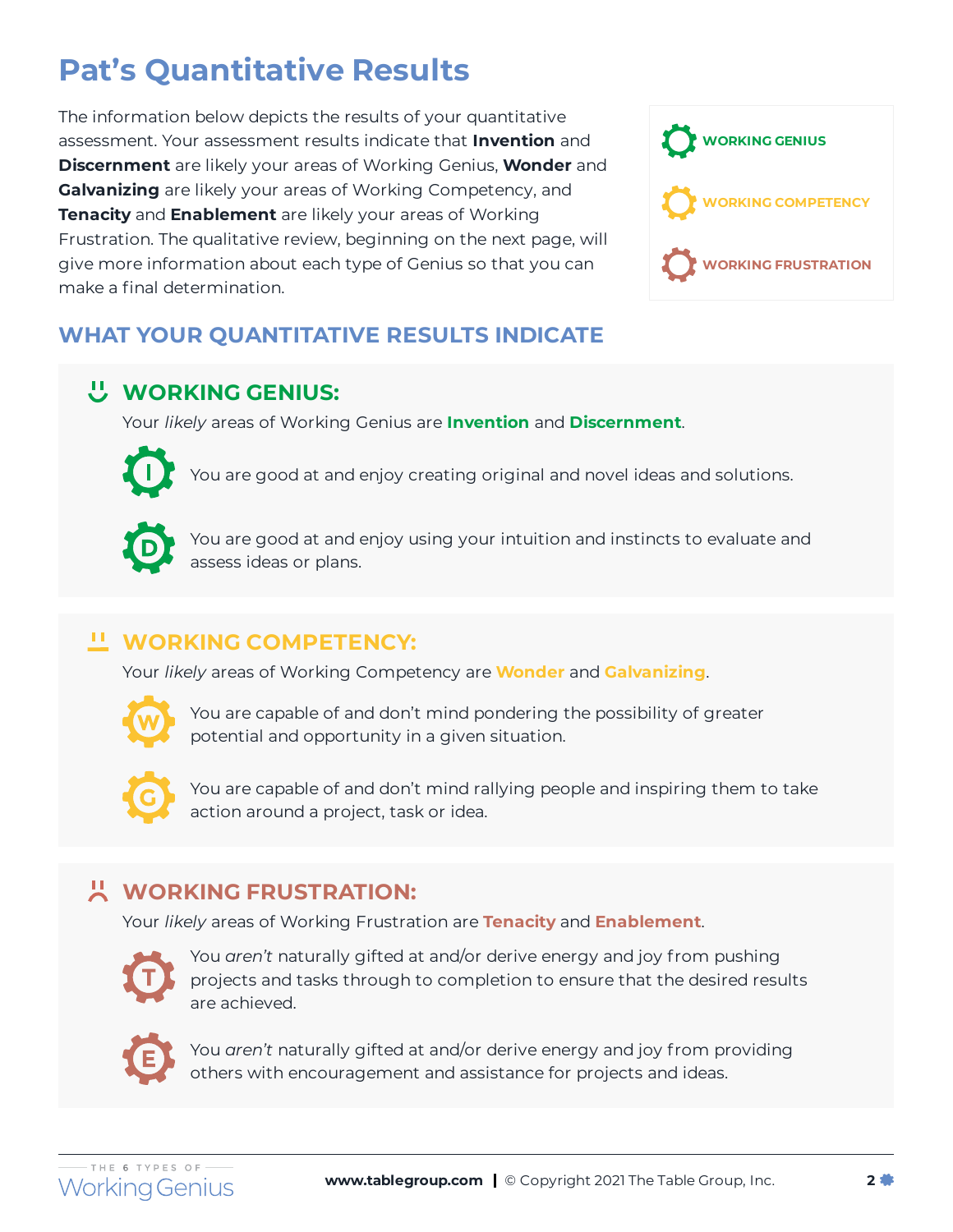# Pat's Quantitative Results

The information below depicts the results of your quantitative assessment. Your assessment results indicate that **Invention** and **Discernment** are likely your areas of Working Genius, **Wonder** and **Galvanizing** are likely your areas of Working Competency, and **Tenacity** and **Enablement** are likely your areas of Working Frustration. The qualitative review, beginning on the next page, will give more information about each type of Genius so that you can make a final determination.

- WORKING GENIUS
- WORKING COMPETENCY
- WORKING FRUSTRATION

## WHAT YOUR QUANTITATIVE RESULTS INDICATE

### WORKING GENIUS:

Your *likely* areas of Working Genius are **Invention** and **Discernment**.

**I** — You are good at and enjoy creating original and novel ideas and solutions.

**D** — You are good at and enjoy using your intuition and instincts to evaluate and assess ideas or plans.

### WORKING COMPETENCY:

Your *likely* areas of Working Competency are **Wonder** and **Galvanizing**.

**W** — You are capable of and don't mind pondering the possibility of greater potential and opportunity in a given situation.

**G** — You are capable of and don't mind rallying people and inspiring them to take action around a project, task or idea.

### WORKING FRUSTRATION:

Your *likely* areas of Working Frustration are **Tenacity** and **Enablement**.

**T** — You *aren't* naturally gifted at and/or derive energy and joy from pushing projects and tasks through to completion to ensure that the desired results are achieved.

**E** — You *aren't* naturally gifted at and/or derive energy and joy from providing others with encouragement and assistance for projects and ideas.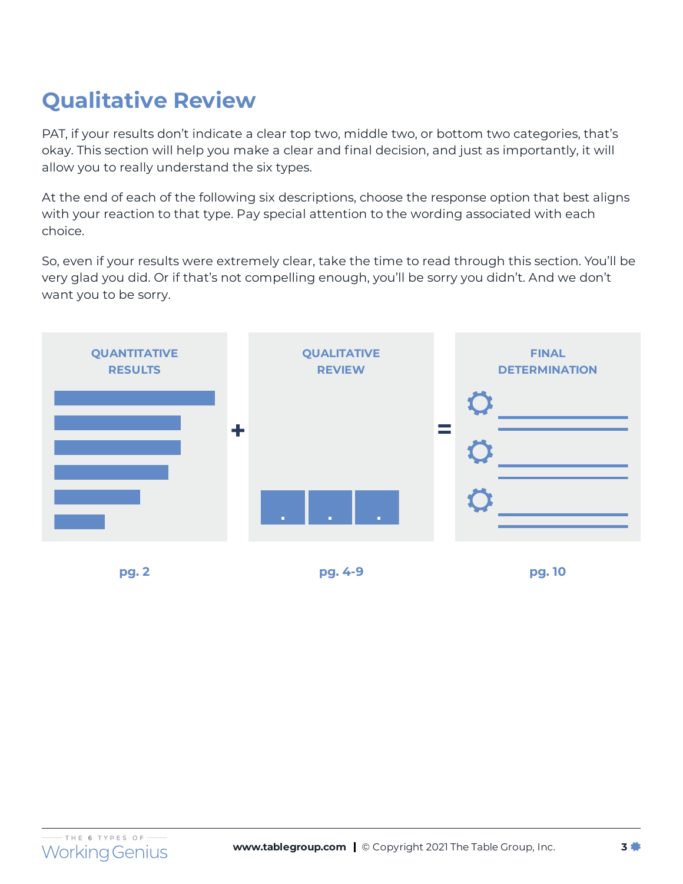# Qualitative Review

PAT, if your results don't indicate a clear top two, middle two, or bottom two categories, that's okay. This section will help you make a clear and final decision, and just as importantly, it will allow you to really understand the six types.

At the end of each of the following six descriptions, choose the response option that best aligns with your reaction to that type. Pay special attention to the wording associated with each choice.

So, even if your results were extremely clear, take the time to read through this section. You'll be very glad you did. Or if that's not compelling enough, you'll be sorry you didn't. And we don't want you to be sorry.

**QUANTITATIVE RESULTS** + **QUALITATIVE REVIEW** = **FINAL DETERMINATION**

pg. 2 | pg. 4-9 | pg. 10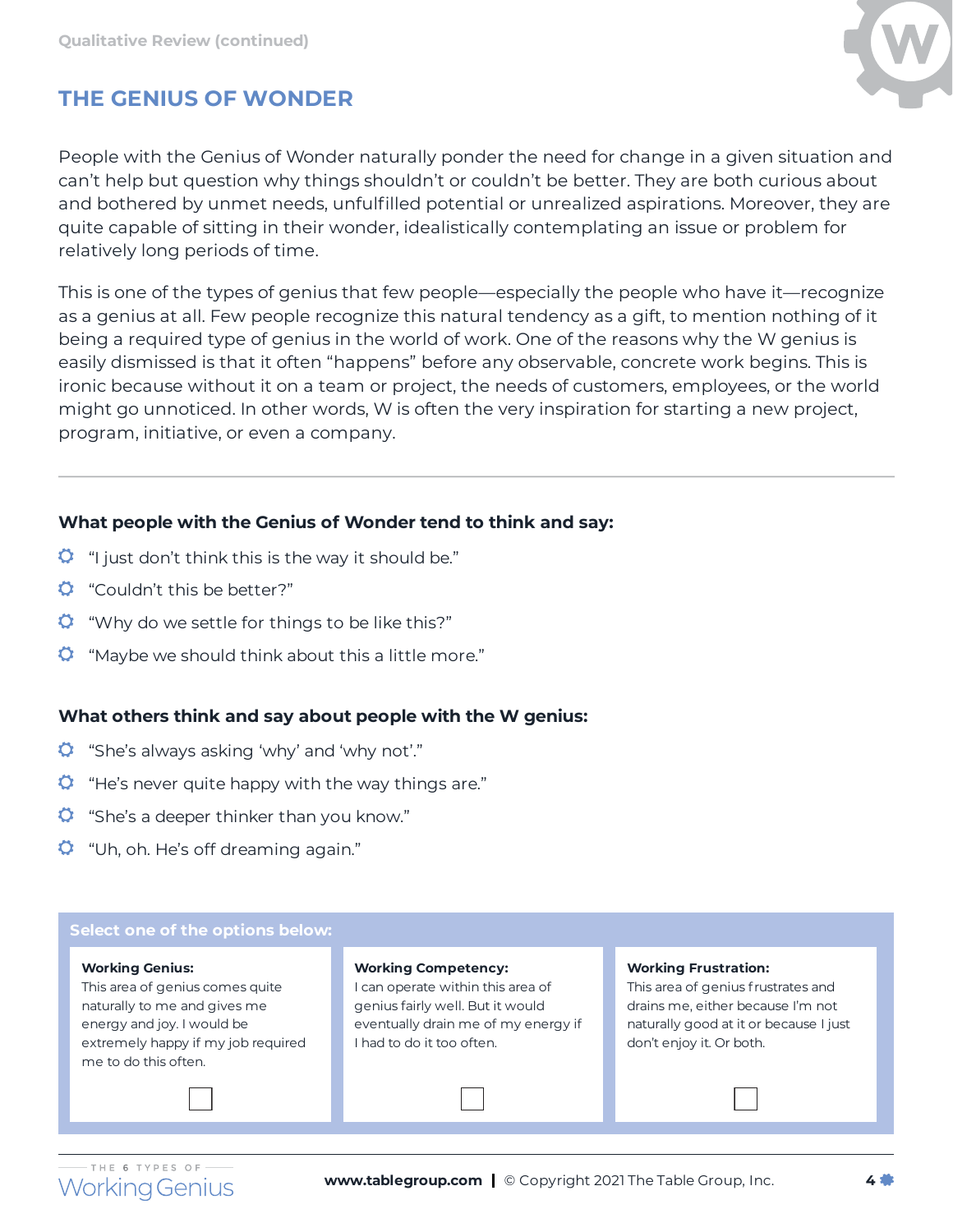Qualitative Review (continued)

## THE GENIUS OF WONDER

People with the Genius of Wonder naturally ponder the need for change in a given situation and can't help but question why things shouldn't or couldn't be better. They are both curious about and bothered by unmet needs, unfulfilled potential or unrealized aspirations. Moreover, they are quite capable of sitting in their wonder, idealistically contemplating an issue or problem for relatively long periods of time.

This is one of the types of genius that few people—especially the people who have it—recognize as a genius at all. Few people recognize this natural tendency as a gift, to mention nothing of it being a required type of genius in the world of work. One of the reasons why the W genius is easily dismissed is that it often "happens" before any observable, concrete work begins. This is ironic because without it on a team or project, the needs of customers, employees, or the world might go unnoticed. In other words, W is often the very inspiration for starting a new project, program, initiative, or even a company.

---

**What people with the Genius of Wonder tend to think and say:**

- "I just don't think this is the way it should be."
- "Couldn't this be better?"
- "Why do we settle for things to be like this?"
- "Maybe we should think about this a little more."

**What others think and say about people with the W genius:**

- "She's always asking 'why' and 'why not'."
- "He's never quite happy with the way things are."
- "She's a deeper thinker than you know."
- "Uh, oh. He's off dreaming again."

**Select one of the options below:**

| Working Genius: | Working Competency: | Working Frustration: |
|---|---|---|
| This area of genius comes quite naturally to me and gives me energy and joy. I would be extremely happy if my job required me to do this often. | I can operate within this area of genius fairly well. But it would eventually drain me of my energy if I had to do it too often. | This area of genius frustrates and drains me, either because I'm not naturally good at it or because I just don't enjoy it. Or both. |
| ☐ | ☐ | ☐ |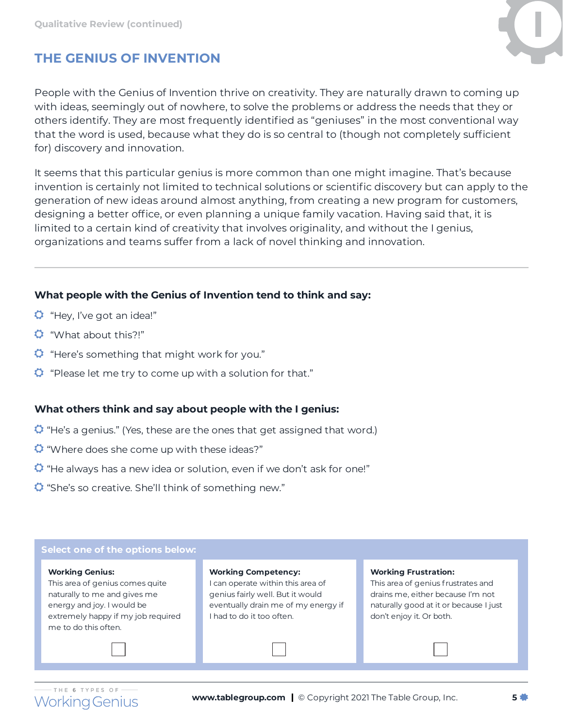Qualitative Review (continued)

## THE GENIUS OF INVENTION

People with the Genius of Invention thrive on creativity. They are naturally drawn to coming up with ideas, seemingly out of nowhere, to solve the problems or address the needs that they or others identify. They are most frequently identified as "geniuses" in the most conventional way that the word is used, because what they do is so central to (though not completely sufficient for) discovery and innovation.

It seems that this particular genius is more common than one might imagine. That's because invention is certainly not limited to technical solutions or scientific discovery but can apply to the generation of new ideas around almost anything, from creating a new program for customers, designing a better office, or even planning a unique family vacation. Having said that, it is limited to a certain kind of creativity that involves originality, and without the I genius, organizations and teams suffer from a lack of novel thinking and innovation.

---

**What people with the Genius of Invention tend to think and say:**

- "Hey, I've got an idea!"
- "What about this?!"
- "Here's something that might work for you."
- "Please let me try to come up with a solution for that."

**What others think and say about people with the I genius:**

- "He's a genius." (Yes, these are the ones that get assigned that word.)
- "Where does she come up with these ideas?"
- "He always has a new idea or solution, even if we don't ask for one!"
- "She's so creative. She'll think of something new."

**Select one of the options below:**

| Working Genius: | Working Competency: | Working Frustration: |
|---|---|---|
| This area of genius comes quite naturally to me and gives me energy and joy. I would be extremely happy if my job required me to do this often. | I can operate within this area of genius fairly well. But it would eventually drain me of my energy if I had to do it too often. | This area of genius frustrates and drains me, either because I'm not naturally good at it or because I just don't enjoy it. Or both. |
| ☐ | ☐ | ☐ |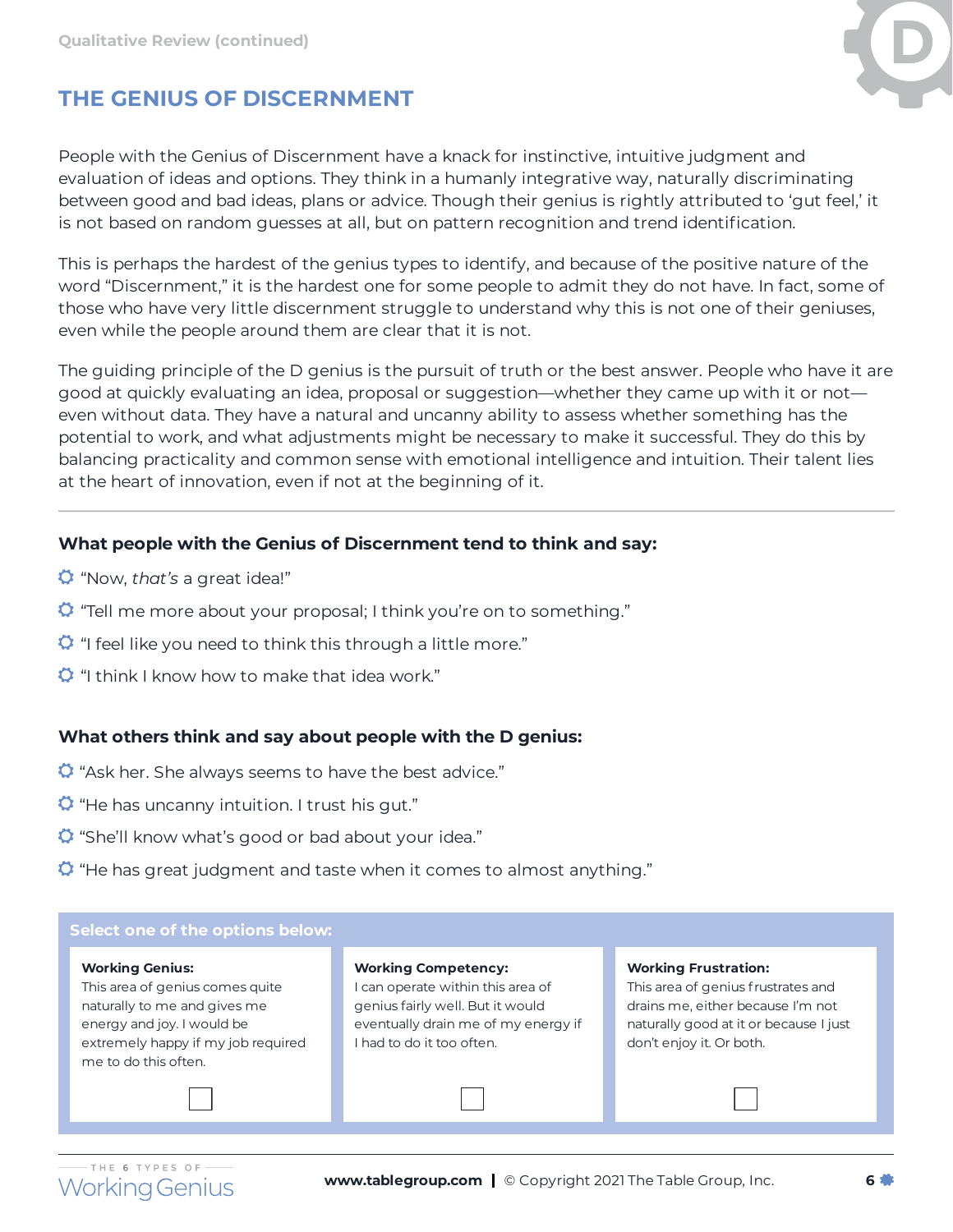Qualitative Review (continued)

# THE GENIUS OF DISCERNMENT

People with the Genius of Discernment have a knack for instinctive, intuitive judgment and evaluation of ideas and options. They think in a humanly integrative way, naturally discriminating between good and bad ideas, plans or advice. Though their genius is rightly attributed to 'gut feel,' it is not based on random guesses at all, but on pattern recognition and trend identification.

This is perhaps the hardest of the genius types to identify, and because of the positive nature of the word "Discernment," it is the hardest one for some people to admit they do not have. In fact, some of those who have very little discernment struggle to understand why this is not one of their geniuses, even while the people around them are clear that it is not.

The guiding principle of the D genius is the pursuit of truth or the best answer. People who have it are good at quickly evaluating an idea, proposal or suggestion—whether they came up with it or not—even without data. They have a natural and uncanny ability to assess whether something has the potential to work, and what adjustments might be necessary to make it successful. They do this by balancing practicality and common sense with emotional intelligence and intuition. Their talent lies at the heart of innovation, even if not at the beginning of it.

---

### What people with the Genius of Discernment tend to think and say:

- "Now, *that's* a great idea!"
- "Tell me more about your proposal; I think you're on to something."
- "I feel like you need to think this through a little more."
- "I think I know how to make that idea work."

### What others think and say about people with the D genius:

- "Ask her. She always seems to have the best advice."
- "He has uncanny intuition. I trust his gut."
- "She'll know what's good or bad about your idea."
- "He has great judgment and taste when it comes to almost anything."

**Select one of the options below:**

| **Working Genius:** | **Working Competency:** | **Working Frustration:** |
|---|---|---|
| This area of genius comes quite naturally to me and gives me energy and joy. I would be extremely happy if my job required me to do this often. | I can operate within this area of genius fairly well. But it would eventually drain me of my energy if I had to do it too often. | This area of genius frustrates and drains me, either because I'm not naturally good at it or because I just don't enjoy it. Or both. |
| ☐ | ☐ | ☐ |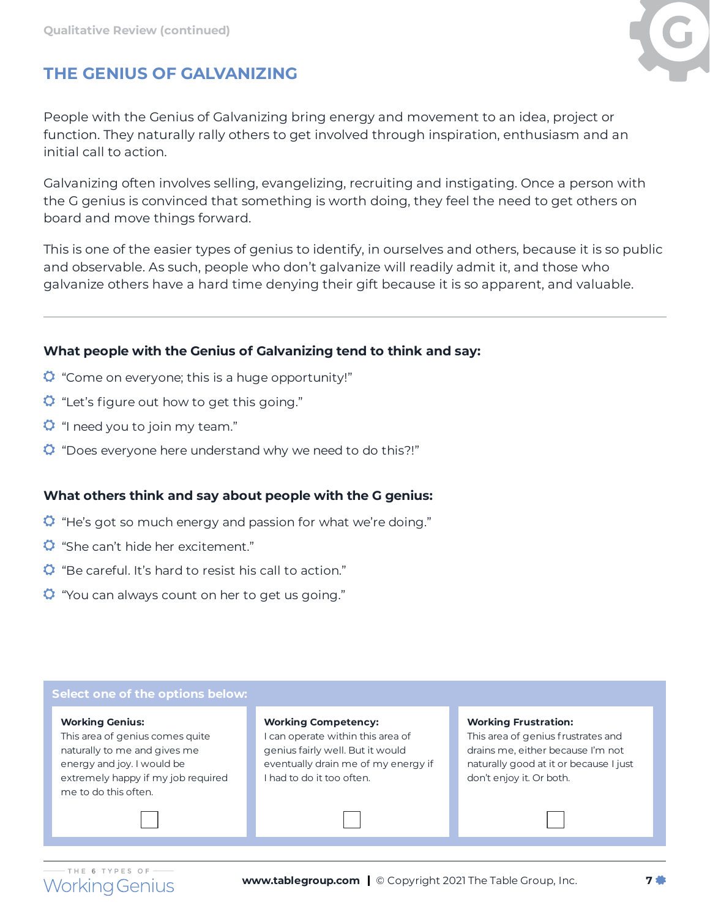Qualitative Review (continued)

## THE GENIUS OF GALVANIZING

People with the Genius of Galvanizing bring energy and movement to an idea, project or function. They naturally rally others to get involved through inspiration, enthusiasm and an initial call to action.

Galvanizing often involves selling, evangelizing, recruiting and instigating. Once a person with the G genius is convinced that something is worth doing, they feel the need to get others on board and move things forward.

This is one of the easier types of genius to identify, in ourselves and others, because it is so public and observable. As such, people who don't galvanize will readily admit it, and those who galvanize others have a hard time denying their gift because it is so apparent, and valuable.

---

### What people with the Genius of Galvanizing tend to think and say:

- "Come on everyone; this is a huge opportunity!"
- "Let's figure out how to get this going."
- "I need you to join my team."
- "Does everyone here understand why we need to do this?!"

### What others think and say about people with the G genius:

- "He's got so much energy and passion for what we're doing."
- "She can't hide her excitement."
- "Be careful. It's hard to resist his call to action."
- "You can always count on her to get us going."

**Select one of the options below:**

| **Working Genius:** This area of genius comes quite naturally to me and gives me energy and joy. I would be extremely happy if my job required me to do this often. | **Working Competency:** I can operate within this area of genius fairly well. But it would eventually drain me of my energy if I had to do it too often. | **Working Frustration:** This area of genius frustrates and drains me, either because I'm not naturally good at it or because I just don't enjoy it. Or both. |
|---|---|---|
| ☐ | ☐ | ☐ |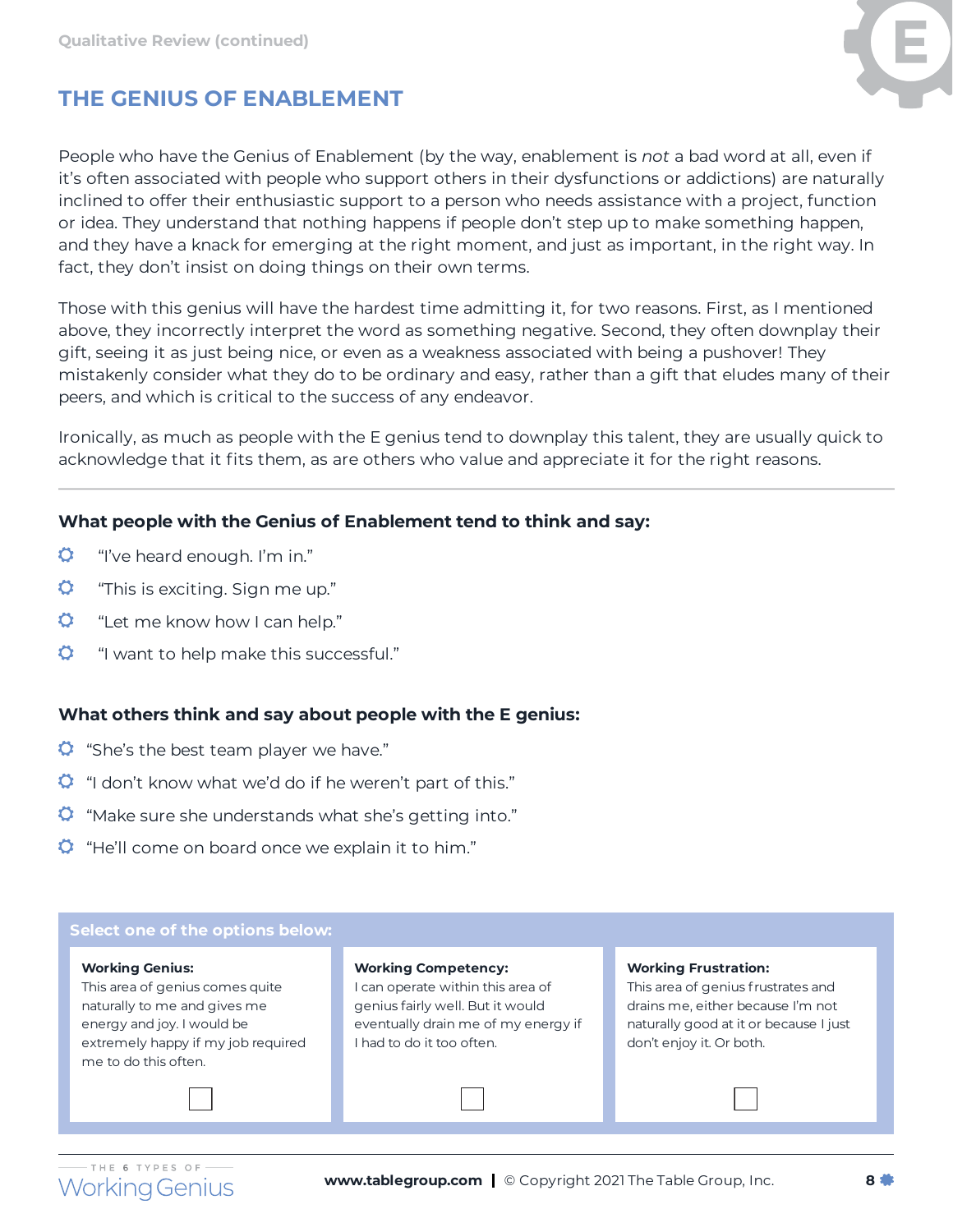Qualitative Review (continued)

## THE GENIUS OF ENABLEMENT

People who have the Genius of Enablement (by the way, enablement is *not* a bad word at all, even if it's often associated with people who support others in their dysfunctions or addictions) are naturally inclined to offer their enthusiastic support to a person who needs assistance with a project, function or idea. They understand that nothing happens if people don't step up to make something happen, and they have a knack for emerging at the right moment, and just as important, in the right way. In fact, they don't insist on doing things on their own terms.

Those with this genius will have the hardest time admitting it, for two reasons. First, as I mentioned above, they incorrectly interpret the word as something negative. Second, they often downplay their gift, seeing it as just being nice, or even as a weakness associated with being a pushover! They mistakenly consider what they do to be ordinary and easy, rather than a gift that eludes many of their peers, and which is critical to the success of any endeavor.

Ironically, as much as people with the E genius tend to downplay this talent, they are usually quick to acknowledge that it fits them, as are others who value and appreciate it for the right reasons.

---

### What people with the Genius of Enablement tend to think and say:

- "I've heard enough. I'm in."
- "This is exciting. Sign me up."
- "Let me know how I can help."
- "I want to help make this successful."

### What others think and say about people with the E genius:

- "She's the best team player we have."
- "I don't know what we'd do if he weren't part of this."
- "Make sure she understands what she's getting into."
- "He'll come on board once we explain it to him."

**Select one of the options below:**

| **Working Genius:** | **Working Competency:** | **Working Frustration:** |
| --- | --- | --- |
| This area of genius comes quite naturally to me and gives me energy and joy. I would be extremely happy if my job required me to do this often. | I can operate within this area of genius fairly well. But it would eventually drain me of my energy if I had to do it too often. | This area of genius frustrates and drains me, either because I'm not naturally good at it or because I just don't enjoy it. Or both. |
| ☐ | ☐ | ☐ |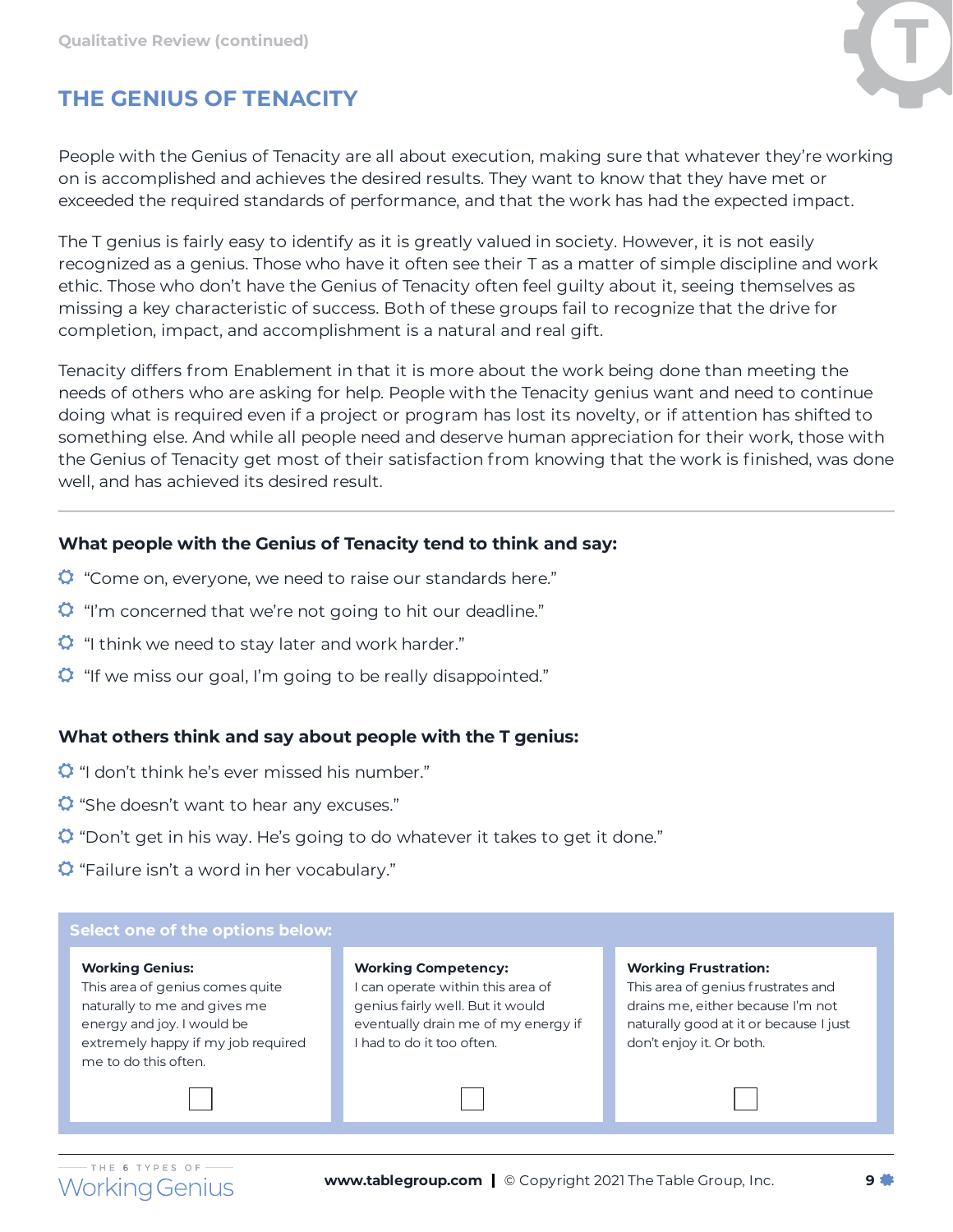Qualitative Review (continued)

## THE GENIUS OF TENACITY

People with the Genius of Tenacity are all about execution, making sure that whatever they're working on is accomplished and achieves the desired results. They want to know that they have met or exceeded the required standards of performance, and that the work has had the expected impact.

The T genius is fairly easy to identify as it is greatly valued in society. However, it is not easily recognized as a genius. Those who have it often see their T as a matter of simple discipline and work ethic. Those who don't have the Genius of Tenacity often feel guilty about it, seeing themselves as missing a key characteristic of success. Both of these groups fail to recognize that the drive for completion, impact, and accomplishment is a natural and real gift.

Tenacity differs from Enablement in that it is more about the work being done than meeting the needs of others who are asking for help. People with the Tenacity genius want and need to continue doing what is required even if a project or program has lost its novelty, or if attention has shifted to something else. And while all people need and deserve human appreciation for their work, those with the Genius of Tenacity get most of their satisfaction from knowing that the work is finished, was done well, and has achieved its desired result.

---

### What people with the Genius of Tenacity tend to think and say:

- "Come on, everyone, we need to raise our standards here."
- "I'm concerned that we're not going to hit our deadline."
- "I think we need to stay later and work harder."
- "If we miss our goal, I'm going to be really disappointed."

### What others think and say about people with the T genius:

- "I don't think he's ever missed his number."
- "She doesn't want to hear any excuses."
- "Don't get in his way. He's going to do whatever it takes to get it done."
- "Failure isn't a word in her vocabulary."

**Select one of the options below:**

| **Working Genius:** This area of genius comes quite naturally to me and gives me energy and joy. I would be extremely happy if my job required me to do this often. | **Working Competency:** I can operate within this area of genius fairly well. But it would eventually drain me of my energy if I had to do it too often. | **Working Frustration:** This area of genius frustrates and drains me, either because I'm not naturally good at it or because I just don't enjoy it. Or both. |
| --- | --- | --- |
| ☐ | ☐ | ☐ |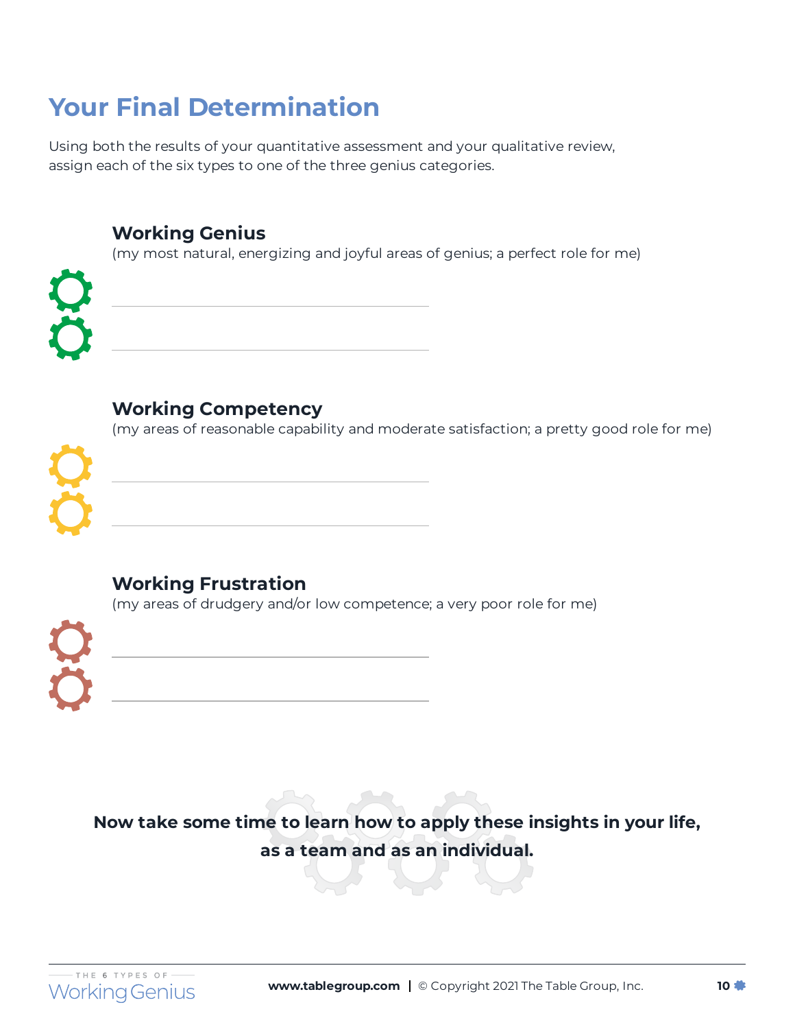# Your Final Determination

Using both the results of your quantitative assessment and your qualitative review, assign each of the six types to one of the three genius categories.

### Working Genius

(my most natural, energizing and joyful areas of genius; a perfect role for me)

\_\_\_\_\_\_\_\_\_\_\_\_\_\_\_\_\_\_\_\_\_\_\_\_\_\_\_\_\_\_

\_\_\_\_\_\_\_\_\_\_\_\_\_\_\_\_\_\_\_\_\_\_\_\_\_\_\_\_\_\_

### Working Competency

(my areas of reasonable capability and moderate satisfaction; a pretty good role for me)

\_\_\_\_\_\_\_\_\_\_\_\_\_\_\_\_\_\_\_\_\_\_\_\_\_\_\_\_\_\_

\_\_\_\_\_\_\_\_\_\_\_\_\_\_\_\_\_\_\_\_\_\_\_\_\_\_\_\_\_\_

### Working Frustration

(my areas of drudgery and/or low competence; a very poor role for me)

\_\_\_\_\_\_\_\_\_\_\_\_\_\_\_\_\_\_\_\_\_\_\_\_\_\_\_\_\_\_

\_\_\_\_\_\_\_\_\_\_\_\_\_\_\_\_\_\_\_\_\_\_\_\_\_\_\_\_\_\_

**Now take some time to learn how to apply these insights in your life, as a team and as an individual.**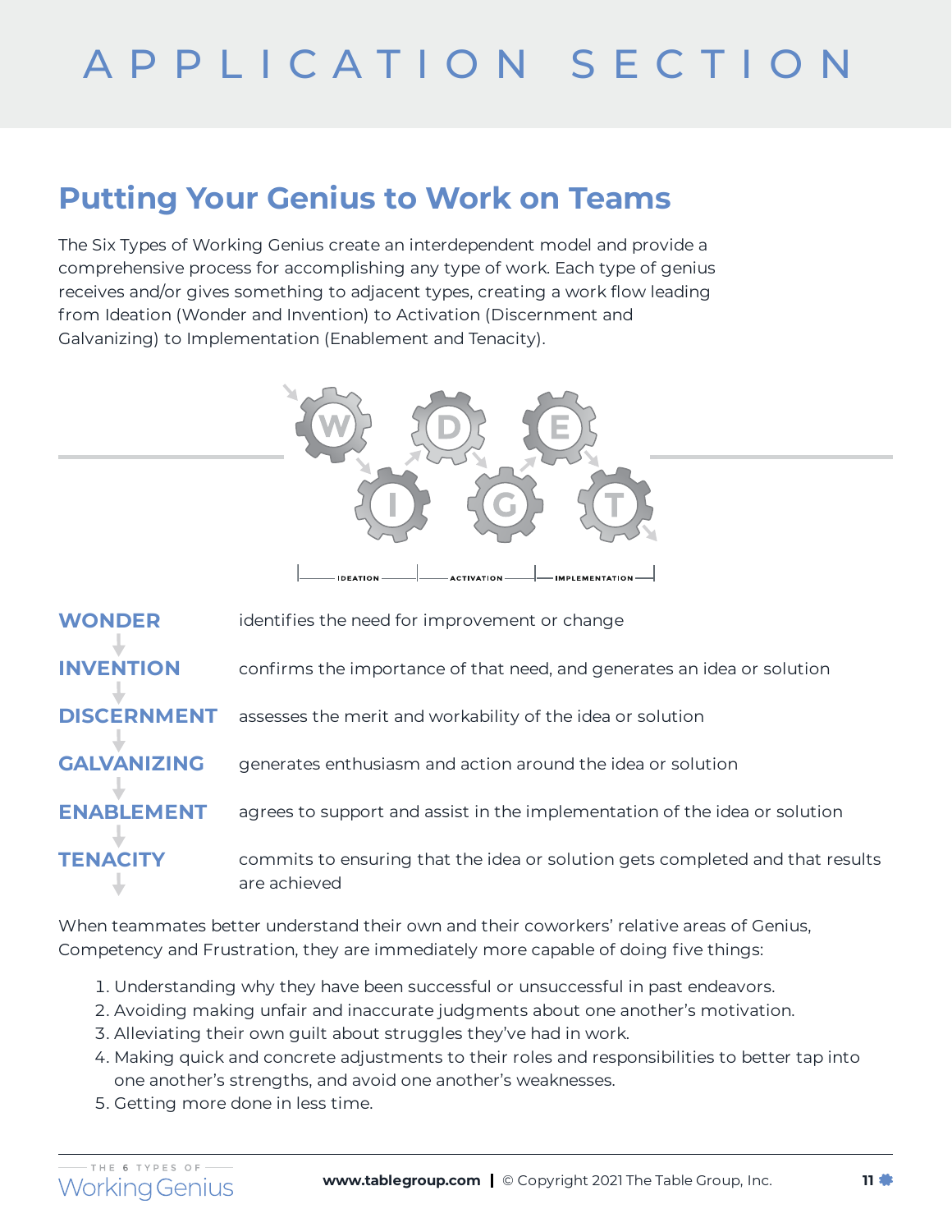# APPLICATION SECTION

## Putting Your Genius to Work on Teams

The Six Types of Working Genius create an interdependent model and provide a comprehensive process for accomplishing any type of work. Each type of genius receives and/or gives something to adjacent types, creating a work flow leading from Ideation (Wonder and Invention) to Activation (Discernment and Galvanizing) to Implementation (Enablement and Tenacity).

IDEATION — ACTIVATION — IMPLEMENTATION

**WONDER** identifies the need for improvement or change

**INVENTION** confirms the importance of that need, and generates an idea or solution

**DISCERNMENT** assesses the merit and workability of the idea or solution

**GALVANIZING** generates enthusiasm and action around the idea or solution

**ENABLEMENT** agrees to support and assist in the implementation of the idea or solution

**TENACITY** commits to ensuring that the idea or solution gets completed and that results are achieved

When teammates better understand their own and their coworkers' relative areas of Genius, Competency and Frustration, they are immediately more capable of doing five things:

1. Understanding why they have been successful or unsuccessful in past endeavors.
2. Avoiding making unfair and inaccurate judgments about one another's motivation.
3. Alleviating their own guilt about struggles they've had in work.
4. Making quick and concrete adjustments to their roles and responsibilities to better tap into one another's strengths, and avoid one another's weaknesses.
5. Getting more done in less time.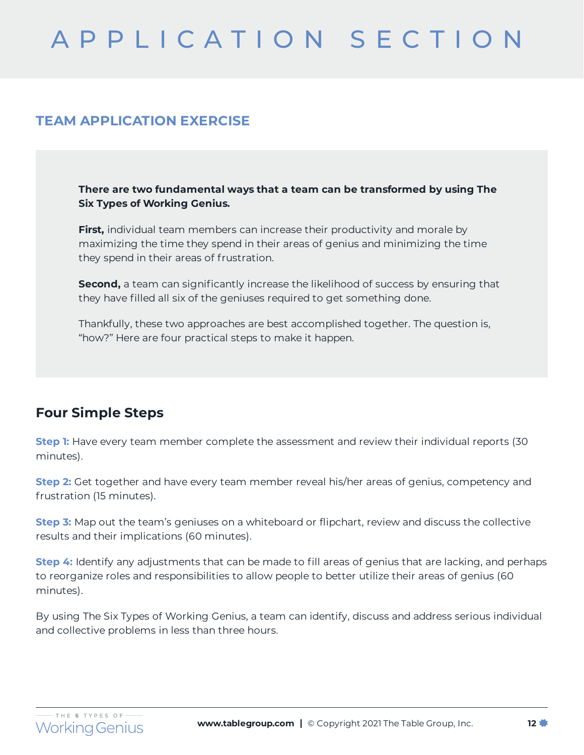# APPLICATION SECTION

## TEAM APPLICATION EXERCISE

**There are two fundamental ways that a team can be transformed by using The Six Types of Working Genius.**

**First,** individual team members can increase their productivity and morale by maximizing the time they spend in their areas of genius and minimizing the time they spend in their areas of frustration.

**Second,** a team can significantly increase the likelihood of success by ensuring that they have filled all six of the geniuses required to get something done.

Thankfully, these two approaches are best accomplished together. The question is, "how?" Here are four practical steps to make it happen.

### Four Simple Steps

**Step 1:** Have every team member complete the assessment and review their individual reports (30 minutes).

**Step 2:** Get together and have every team member reveal his/her areas of genius, competency and frustration (15 minutes).

**Step 3:** Map out the team's geniuses on a whiteboard or flipchart, review and discuss the collective results and their implications (60 minutes).

**Step 4:** Identify any adjustments that can be made to fill areas of genius that are lacking, and perhaps to reorganize roles and responsibilities to allow people to better utilize their areas of genius (60 minutes).

By using The Six Types of Working Genius, a team can identify, discuss and address serious individual and collective problems in less than three hours.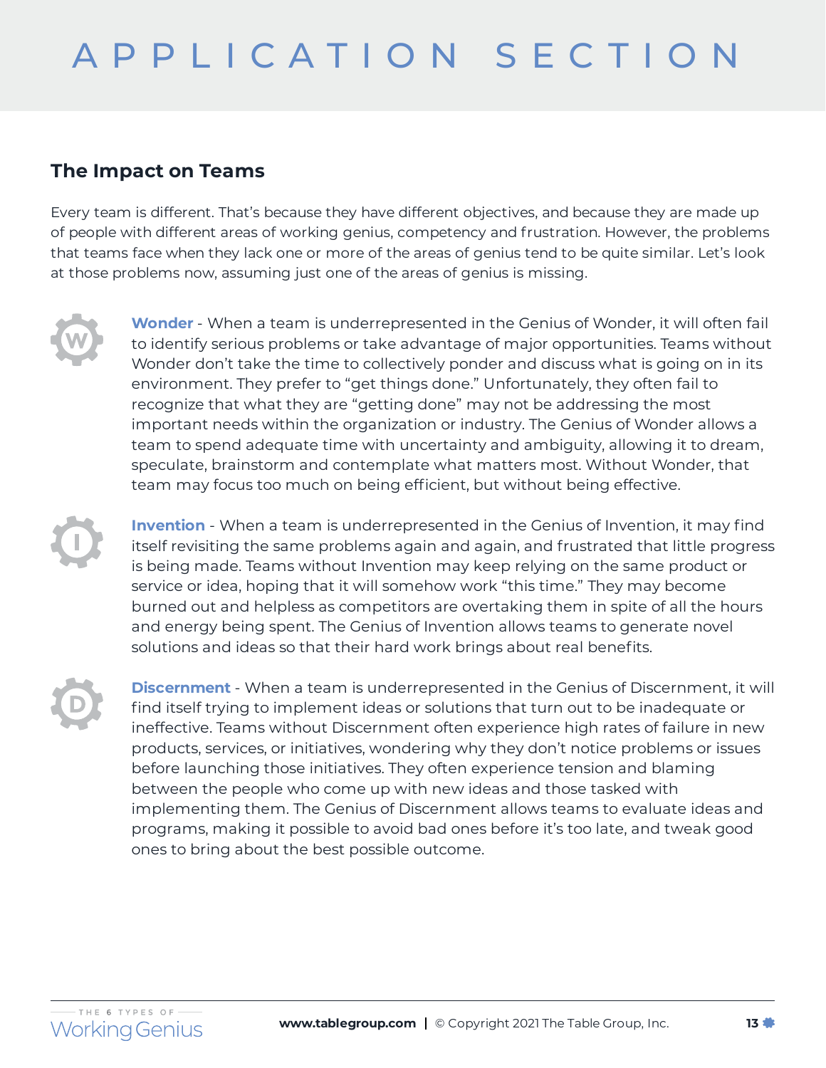# APPLICATION SECTION

## The Impact on Teams

Every team is different. That's because they have different objectives, and because they are made up of people with different areas of working genius, competency and frustration. However, the problems that teams face when they lack one or more of the areas of genius tend to be quite similar. Let's look at those problems now, assuming just one of the areas of genius is missing.

**Wonder** - When a team is underrepresented in the Genius of Wonder, it will often fail to identify serious problems or take advantage of major opportunities. Teams without Wonder don't take the time to collectively ponder and discuss what is going on in its environment. They prefer to "get things done." Unfortunately, they often fail to recognize that what they are "getting done" may not be addressing the most important needs within the organization or industry. The Genius of Wonder allows a team to spend adequate time with uncertainty and ambiguity, allowing it to dream, speculate, brainstorm and contemplate what matters most. Without Wonder, that team may focus too much on being efficient, but without being effective.

**Invention** - When a team is underrepresented in the Genius of Invention, it may find itself revisiting the same problems again and again, and frustrated that little progress is being made. Teams without Invention may keep relying on the same product or service or idea, hoping that it will somehow work "this time." They may become burned out and helpless as competitors are overtaking them in spite of all the hours and energy being spent. The Genius of Invention allows teams to generate novel solutions and ideas so that their hard work brings about real benefits.

**Discernment** - When a team is underrepresented in the Genius of Discernment, it will find itself trying to implement ideas or solutions that turn out to be inadequate or ineffective. Teams without Discernment often experience high rates of failure in new products, services, or initiatives, wondering why they don't notice problems or issues before launching those initiatives. They often experience tension and blaming between the people who come up with new ideas and those tasked with implementing them. The Genius of Discernment allows teams to evaluate ideas and programs, making it possible to avoid bad ones before it's too late, and tweak good ones to bring about the best possible outcome.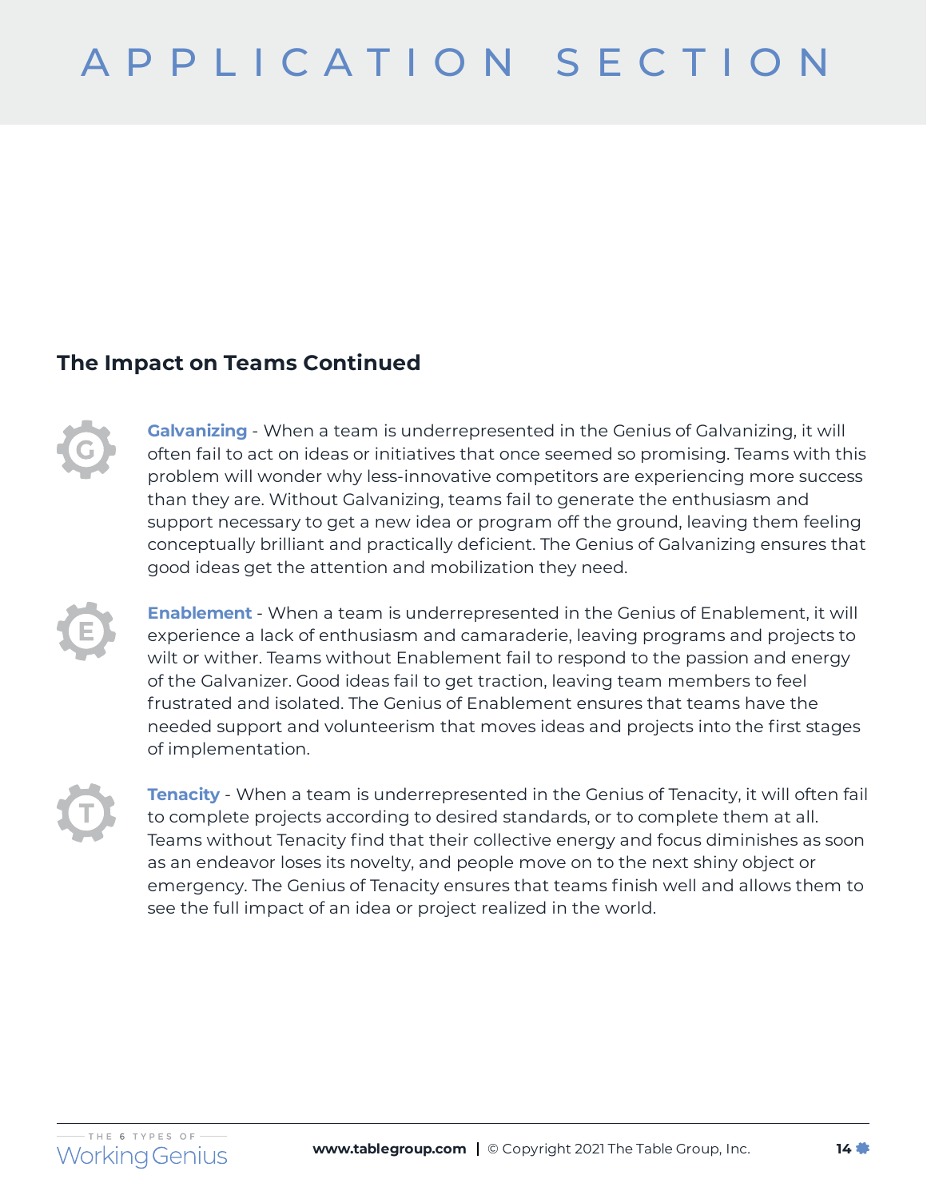# APPLICATION SECTION

## The Impact on Teams Continued

**Galvanizing** - When a team is underrepresented in the Genius of Galvanizing, it will often fail to act on ideas or initiatives that once seemed so promising. Teams with this problem will wonder why less-innovative competitors are experiencing more success than they are. Without Galvanizing, teams fail to generate the enthusiasm and support necessary to get a new idea or program off the ground, leaving them feeling conceptually brilliant and practically deficient. The Genius of Galvanizing ensures that good ideas get the attention and mobilization they need.

**Enablement** - When a team is underrepresented in the Genius of Enablement, it will experience a lack of enthusiasm and camaraderie, leaving programs and projects to wilt or wither. Teams without Enablement fail to respond to the passion and energy of the Galvanizer. Good ideas fail to get traction, leaving team members to feel frustrated and isolated. The Genius of Enablement ensures that teams have the needed support and volunteerism that moves ideas and projects into the first stages of implementation.

**Tenacity** - When a team is underrepresented in the Genius of Tenacity, it will often fail to complete projects according to desired standards, or to complete them at all. Teams without Tenacity find that their collective energy and focus diminishes as soon as an endeavor loses its novelty, and people move on to the next shiny object or emergency. The Genius of Tenacity ensures that teams finish well and allows them to see the full impact of an idea or project realized in the world.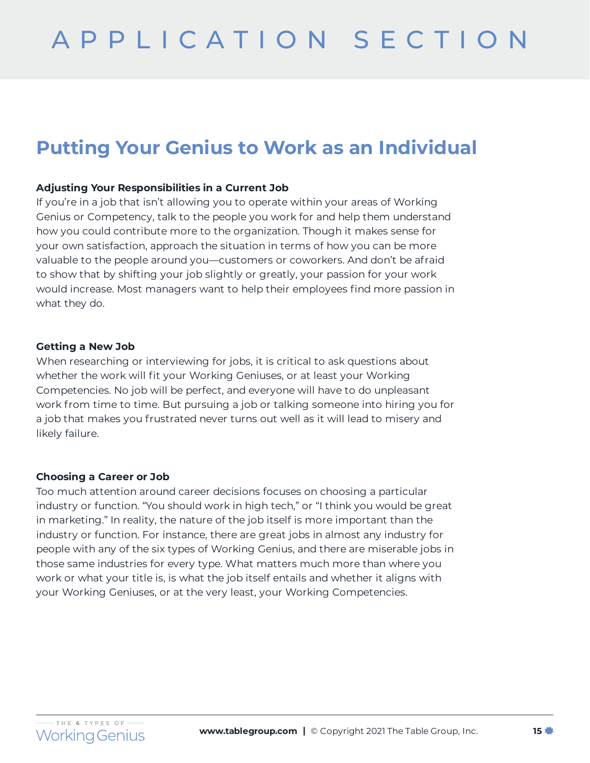# APPLICATION SECTION

## Putting Your Genius to Work as an Individual

**Adjusting Your Responsibilities in a Current Job**

If you're in a job that isn't allowing you to operate within your areas of Working Genius or Competency, talk to the people you work for and help them understand how you could contribute more to the organization. Though it makes sense for your own satisfaction, approach the situation in terms of how you can be more valuable to the people around you—customers or coworkers. And don't be afraid to show that by shifting your job slightly or greatly, your passion for your work would increase. Most managers want to help their employees find more passion in what they do.

**Getting a New Job**

When researching or interviewing for jobs, it is critical to ask questions about whether the work will fit your Working Geniuses, or at least your Working Competencies. No job will be perfect, and everyone will have to do unpleasant work from time to time. But pursuing a job or talking someone into hiring you for a job that makes you frustrated never turns out well as it will lead to misery and likely failure.

**Choosing a Career or Job**

Too much attention around career decisions focuses on choosing a particular industry or function. "You should work in high tech," or "I think you would be great in marketing." In reality, the nature of the job itself is more important than the industry or function. For instance, there are great jobs in almost any industry for people with any of the six types of Working Genius, and there are miserable jobs in those same industries for every type. What matters much more than where you work or what your title is, is what the job itself entails and whether it aligns with your Working Geniuses, or at the very least, your Working Competencies.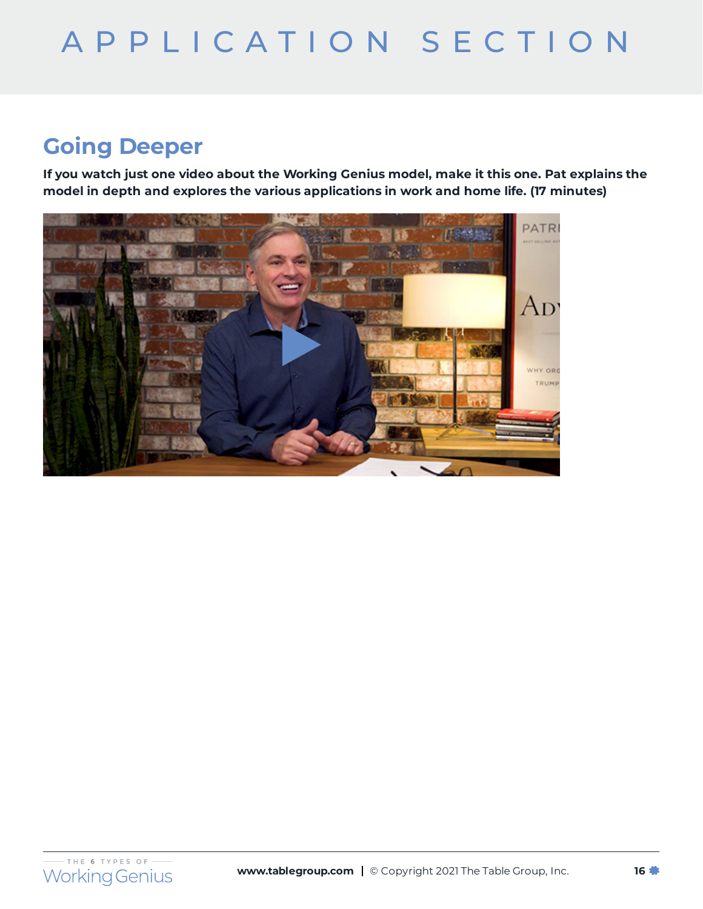# APPLICATION SECTION

## Going Deeper

**If you watch just one video about the Working Genius model, make it this one. Pat explains the model in depth and explores the various applications in work and home life. (17 minutes)**